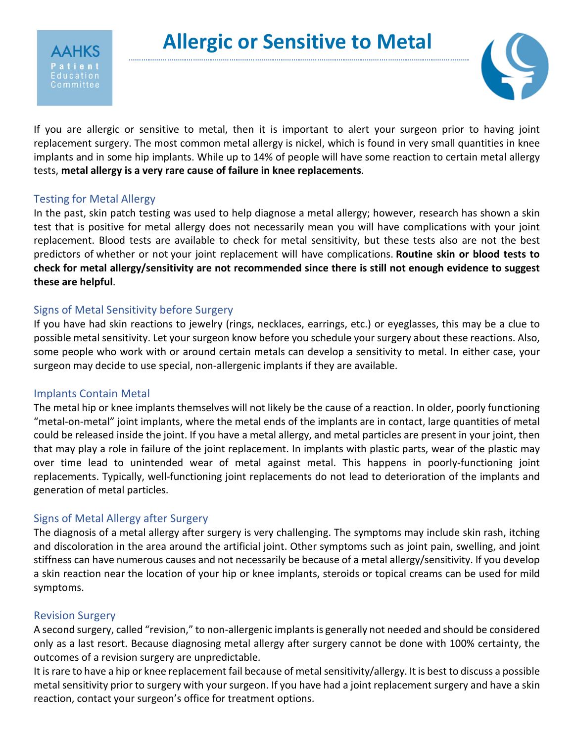AAHKS Patient Education Committee

# Allergic or Sensitive to Metal

If you are allergic or sensitive to metal, then it is important to alert your surgeon prior to having joint replacement surgery. The most common metal allergy is nickel, which is found in very small quantities in knee implants and in some hip implants. While up to 14% of people will have some reaction to certain metal allergy tests, **metal allergy is a very rare cause of failure in knee replacements**.

## Testing for Metal Allergy

In the past, skin patch testing was used to help diagnose a metal allergy; however, research has shown a skin test that is positive for metal allergy does not necessarily mean you will have complications with your joint replacement. Blood tests are available to check for metal sensitivity, but these tests also are not the best predictors of whether or not your joint replacement will have complications. **Routine skin or blood tests to check for metal allergy/sensitivity are not recommended since there is still not enough evidence to suggest these are helpful**.

## Signs of Metal Sensitivity before Surgery

If you have had skin reactions to jewelry (rings, necklaces, earrings, etc.) or eyeglasses, this may be a clue to possible metal sensitivity. Let your surgeon know before you schedule your surgery about these reactions. Also, some people who work with or around certain metals can develop a sensitivity to metal. In either case, your surgeon may decide to use special, non-allergenic implants if they are available.

## Implants Contain Metal

The metal hip or knee implants themselves will not likely be the cause of a reaction. In older, poorly functioning "metal-on-metal" joint implants, where the metal ends of the implants are in contact, large quantities of metal could be released inside the joint. If you have a metal allergy, and metal particles are present in your joint, then that may play a role in failure of the joint replacement. In implants with plastic parts, wear of the plastic may over time lead to unintended wear of metal against metal. This happens in poorly-functioning joint replacements. Typically, well-functioning joint replacements do not lead to deterioration of the implants and generation of metal particles.

## Signs of Metal Allergy after Surgery

The diagnosis of a metal allergy after surgery is very challenging. The symptoms may include skin rash, itching and discoloration in the area around the artificial joint. Other symptoms such as joint pain, swelling, and joint stiffness can have numerous causes and not necessarily be because of a metal allergy/sensitivity. If you develop a skin reaction near the location of your hip or knee implants, steroids or topical creams can be used for mild symptoms.

## Revision Surgery

A second surgery, called "revision," to non-allergenic implants is generally not needed and should be considered only as a last resort. Because diagnosing metal allergy after surgery cannot be done with 100% certainty, the outcomes of a revision surgery are unpredictable.

It is rare to have a hip or knee replacement fail because of metal sensitivity/allergy. It is best to discuss a possible metal sensitivity prior to surgery with your surgeon. If you have had a joint replacement surgery and have a skin reaction, contact your surgeon's office for treatment options.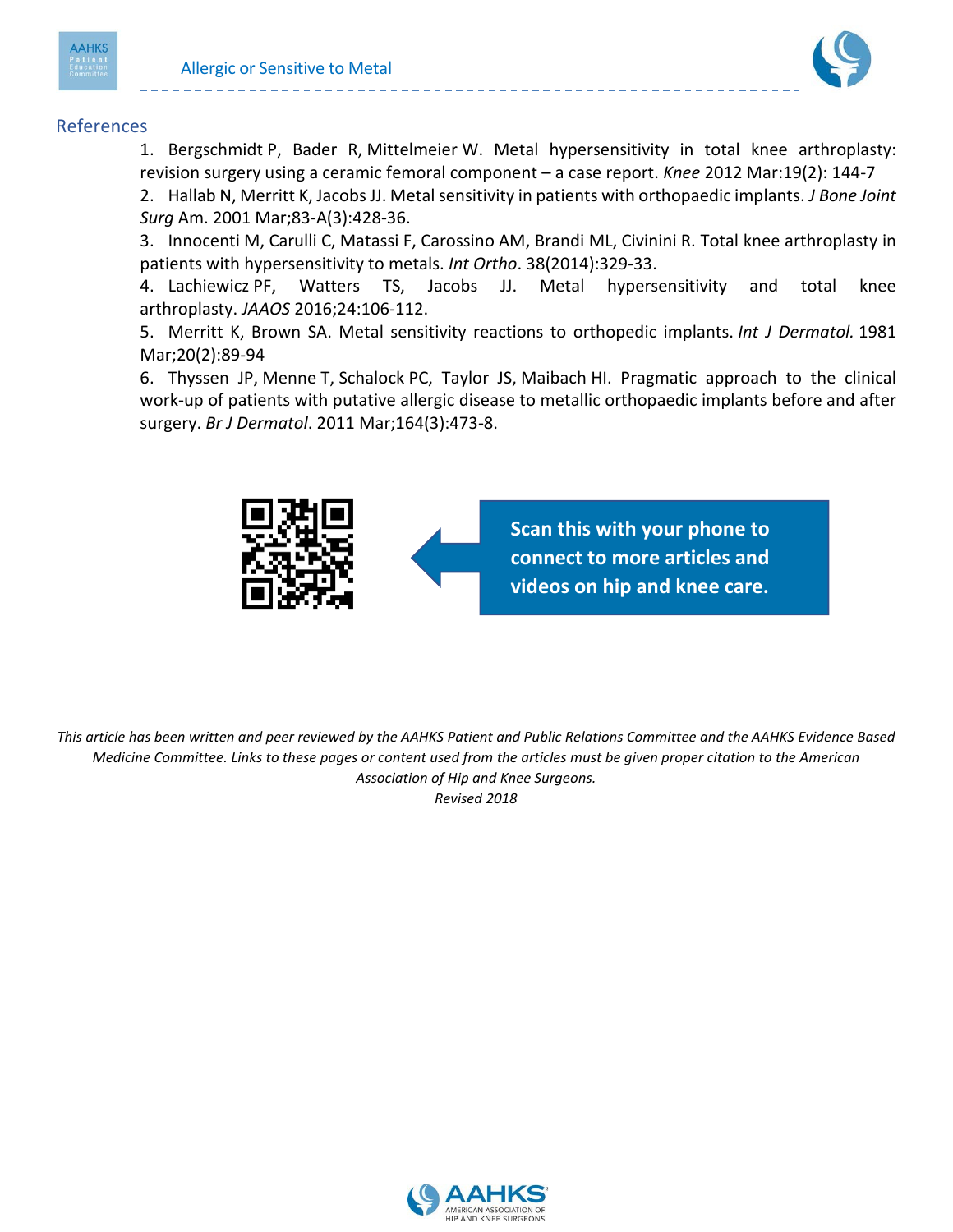## References

1. Bergschmidt P, Bader R, Mittelmeier W. Metal hypersensitivity in total knee arthroplasty: revision surgery using a ceramic femoral component – a case report. *Knee* 2012 Mar:19(2): 144-7
2. Hallab N, Merritt K, Jacobs JJ. Metal sensitivity in patients with orthopaedic implants. *J Bone Joint Surg* Am. 2001 Mar;83-A(3):428-36.
3. Innocenti M, Carulli C, Matassi F, Carossino AM, Brandi ML, Civinini R. Total knee arthroplasty in patients with hypersensitivity to metals. *Int Ortho*. 38(2014):329-33.
4. Lachiewicz PF, Watters TS, Jacobs JJ. Metal hypersensitivity and total knee arthroplasty. *JAAOS* 2016;24:106-112.
5. Merritt K, Brown SA. Metal sensitivity reactions to orthopedic implants. *Int J Dermatol.* 1981 Mar;20(2):89-94
6. Thyssen JP, Menne T, Schalock PC, Taylor JS, Maibach HI. Pragmatic approach to the clinical work-up of patients with putative allergic disease to metallic orthopaedic implants before and after surgery. *Br J Dermatol*. 2011 Mar;164(3):473-8.

**Scan this with your phone to connect to more articles and videos on hip and knee care.**

*This article has been written and peer reviewed by the AAHKS Patient and Public Relations Committee and the AAHKS Evidence Based Medicine Committee. Links to these pages or content used from the articles must be given proper citation to the American Association of Hip and Knee Surgeons.*

*Revised 2018*